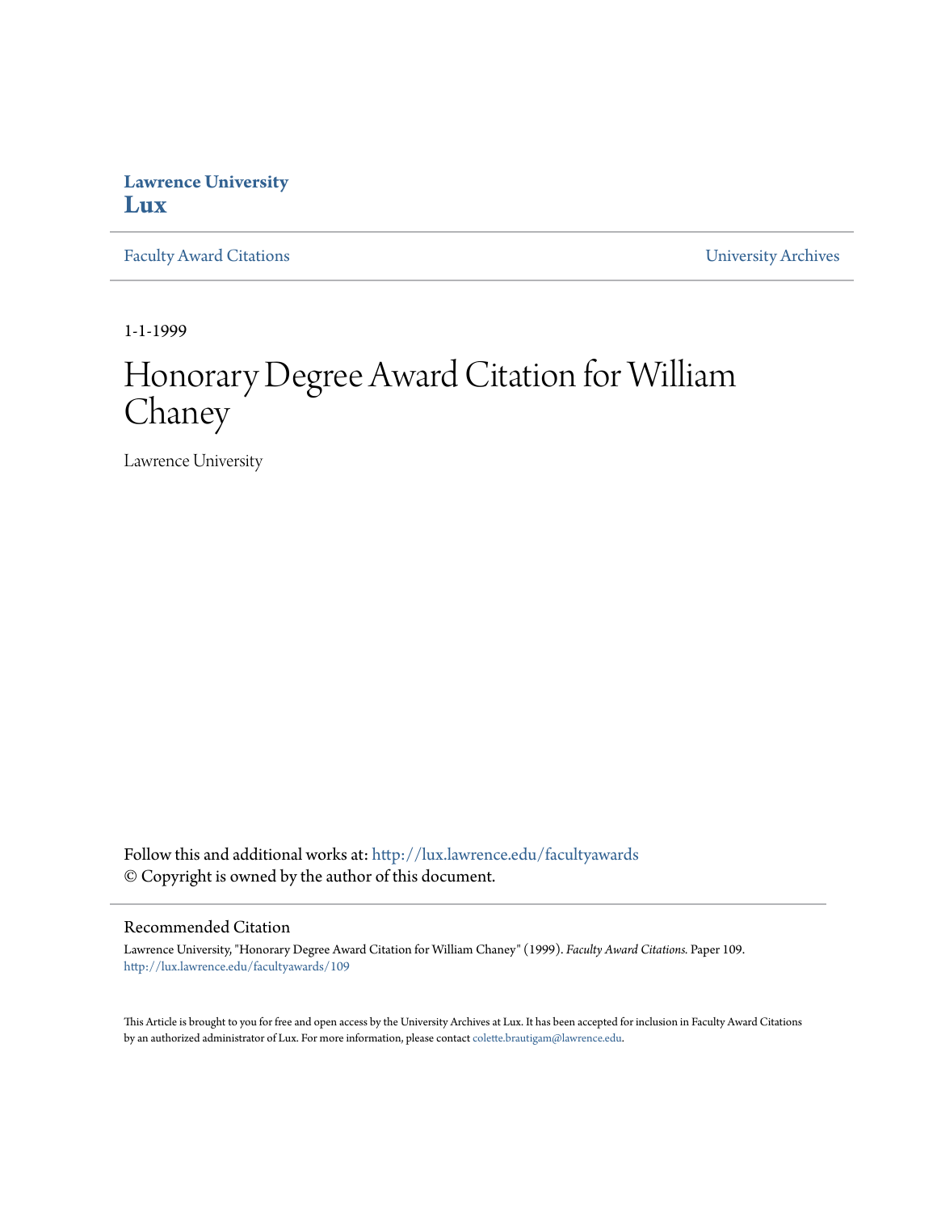**Lawrence University**
**Lux**

Faculty Award Citations | University Archives

1-1-1999

# Honorary Degree Award Citation for William Chaney

Lawrence University

Follow this and additional works at: http://lux.lawrence.edu/facultyawards
© Copyright is owned by the author of this document.

## Recommended Citation

Lawrence University, "Honorary Degree Award Citation for William Chaney" (1999). *Faculty Award Citations.* Paper 109.
http://lux.lawrence.edu/facultyawards/109

This Article is brought to you for free and open access by the University Archives at Lux. It has been accepted for inclusion in Faculty Award Citations by an authorized administrator of Lux. For more information, please contact colette.brautigam@lawrence.edu.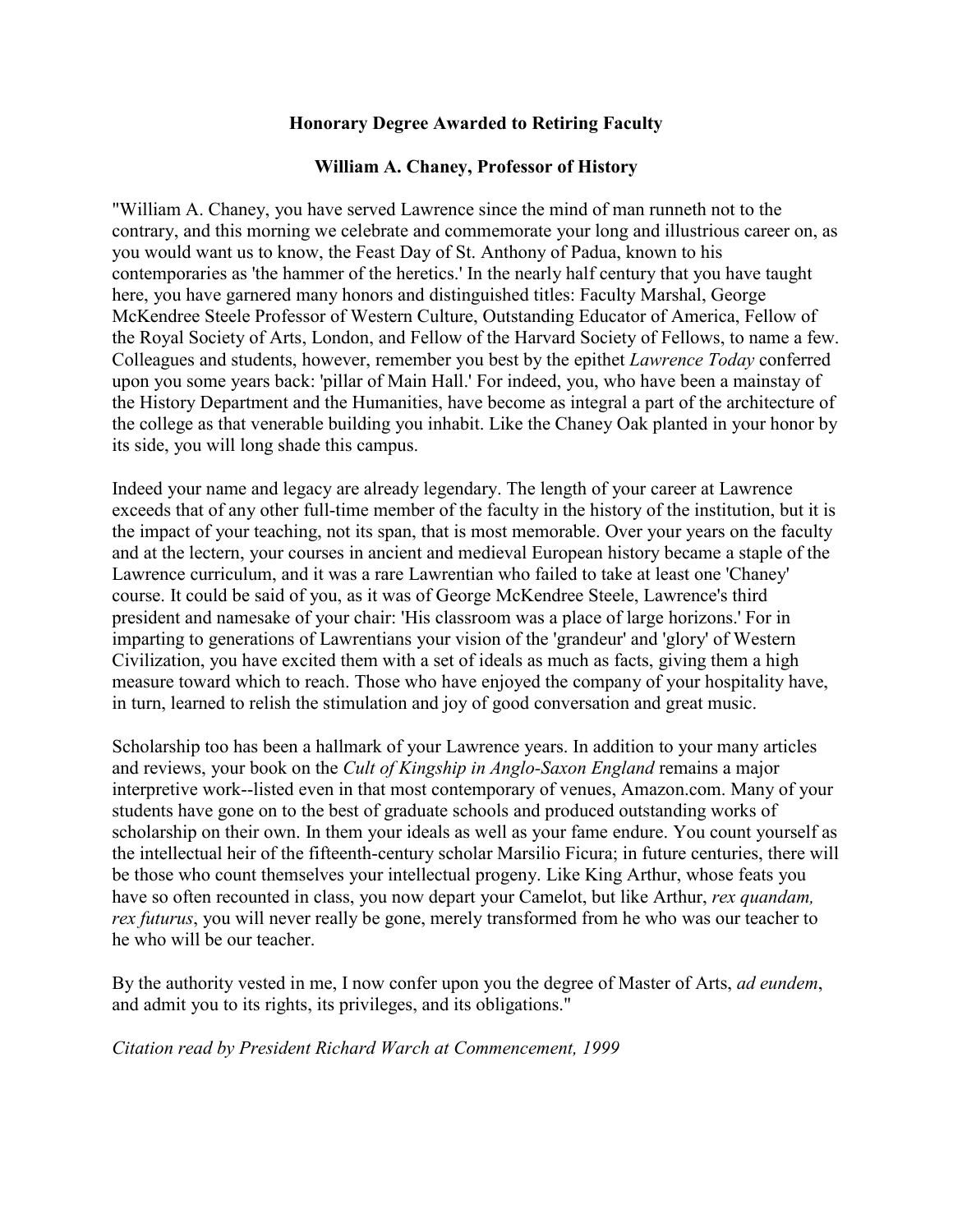**Honorary Degree Awarded to Retiring Faculty**

**William A. Chaney, Professor of History**

"William A. Chaney, you have served Lawrence since the mind of man runneth not to the contrary, and this morning we celebrate and commemorate your long and illustrious career on, as you would want us to know, the Feast Day of St. Anthony of Padua, known to his contemporaries as 'the hammer of the heretics.' In the nearly half century that you have taught here, you have garnered many honors and distinguished titles: Faculty Marshal, George McKendree Steele Professor of Western Culture, Outstanding Educator of America, Fellow of the Royal Society of Arts, London, and Fellow of the Harvard Society of Fellows, to name a few. Colleagues and students, however, remember you best by the epithet *Lawrence Today* conferred upon you some years back: 'pillar of Main Hall.' For indeed, you, who have been a mainstay of the History Department and the Humanities, have become as integral a part of the architecture of the college as that venerable building you inhabit. Like the Chaney Oak planted in your honor by its side, you will long shade this campus.

Indeed your name and legacy are already legendary. The length of your career at Lawrence exceeds that of any other full-time member of the faculty in the history of the institution, but it is the impact of your teaching, not its span, that is most memorable. Over your years on the faculty and at the lectern, your courses in ancient and medieval European history became a staple of the Lawrence curriculum, and it was a rare Lawrentian who failed to take at least one 'Chaney' course. It could be said of you, as it was of George McKendree Steele, Lawrence's third president and namesake of your chair: 'His classroom was a place of large horizons.' For in imparting to generations of Lawrentians your vision of the 'grandeur' and 'glory' of Western Civilization, you have excited them with a set of ideals as much as facts, giving them a high measure toward which to reach. Those who have enjoyed the company of your hospitality have, in turn, learned to relish the stimulation and joy of good conversation and great music.

Scholarship too has been a hallmark of your Lawrence years. In addition to your many articles and reviews, your book on the *Cult of Kingship in Anglo-Saxon England* remains a major interpretive work--listed even in that most contemporary of venues, Amazon.com. Many of your students have gone on to the best of graduate schools and produced outstanding works of scholarship on their own. In them your ideals as well as your fame endure. You count yourself as the intellectual heir of the fifteenth-century scholar Marsilio Ficura; in future centuries, there will be those who count themselves your intellectual progeny. Like King Arthur, whose feats you have so often recounted in class, you now depart your Camelot, but like Arthur, *rex quandam, rex futurus*, you will never really be gone, merely transformed from he who was our teacher to he who will be our teacher.

By the authority vested in me, I now confer upon you the degree of Master of Arts, *ad eundem*, and admit you to its rights, its privileges, and its obligations."

*Citation read by President Richard Warch at Commencement, 1999*